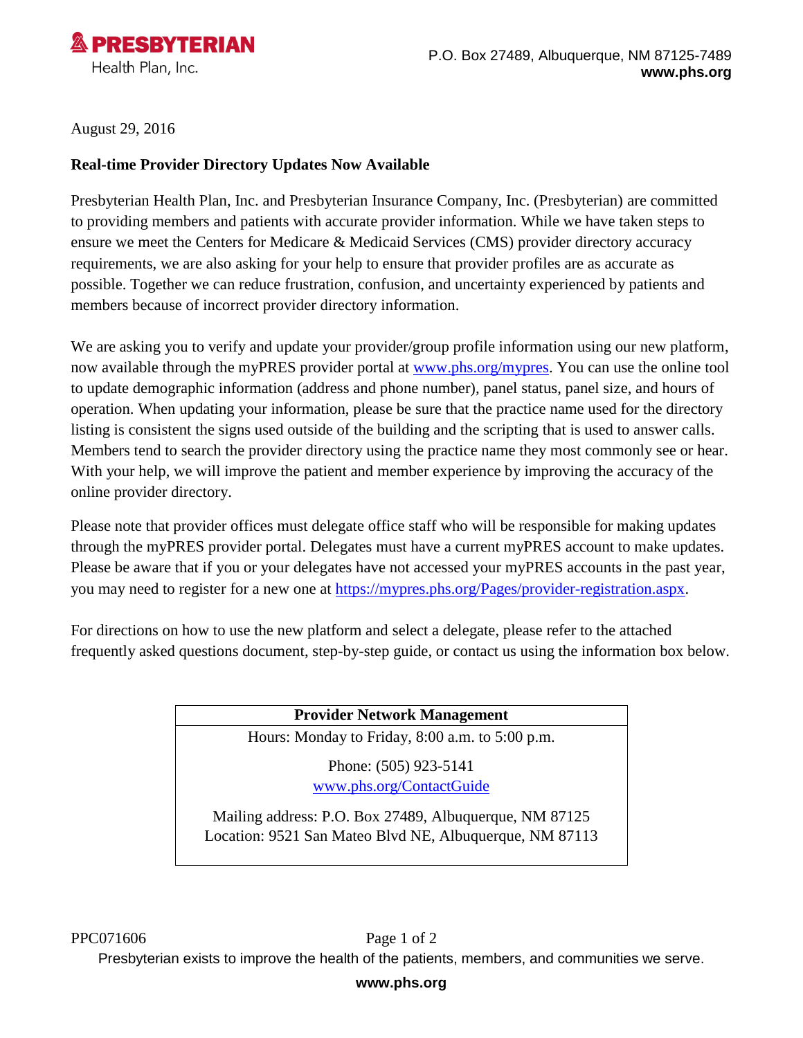**PRESBYTERIAN**
Health Plan, Inc.

P.O. Box 27489, Albuquerque, NM 87125-7489
**www.phs.org**

August 29, 2016

**Real-time Provider Directory Updates Now Available**

Presbyterian Health Plan, Inc. and Presbyterian Insurance Company, Inc. (Presbyterian) are committed to providing members and patients with accurate provider information. While we have taken steps to ensure we meet the Centers for Medicare & Medicaid Services (CMS) provider directory accuracy requirements, we are also asking for your help to ensure that provider profiles are as accurate as possible. Together we can reduce frustration, confusion, and uncertainty experienced by patients and members because of incorrect provider directory information.

We are asking you to verify and update your provider/group profile information using our new platform, now available through the myPRES provider portal at [www.phs.org/mypres](www.phs.org/mypres). You can use the online tool to update demographic information (address and phone number), panel status, panel size, and hours of operation. When updating your information, please be sure that the practice name used for the directory listing is consistent the signs used outside of the building and the scripting that is used to answer calls. Members tend to search the provider directory using the practice name they most commonly see or hear. With your help, we will improve the patient and member experience by improving the accuracy of the online provider directory.

Please note that provider offices must delegate office staff who will be responsible for making updates through the myPRES provider portal. Delegates must have a current myPRES account to make updates. Please be aware that if you or your delegates have not accessed your myPRES accounts in the past year, you may need to register for a new one at [https://mypres.phs.org/Pages/provider-registration.aspx](https://mypres.phs.org/Pages/provider-registration.aspx).

For directions on how to use the new platform and select a delegate, please refer to the attached frequently asked questions document, step-by-step guide, or contact us using the information box below.

| **Provider Network Management** |
| --- |
| Hours: Monday to Friday, 8:00 a.m. to 5:00 p.m. |
| Phone: (505) 923-5141<br>[www.phs.org/ContactGuide](www.phs.org/ContactGuide) |
| Mailing address: P.O. Box 27489, Albuquerque, NM 87125<br>Location: 9521 San Mateo Blvd NE, Albuquerque, NM 87113 |

PPC071606

Presbyterian exists to improve the health of the patients, members, and communities we serve.

**www.phs.org**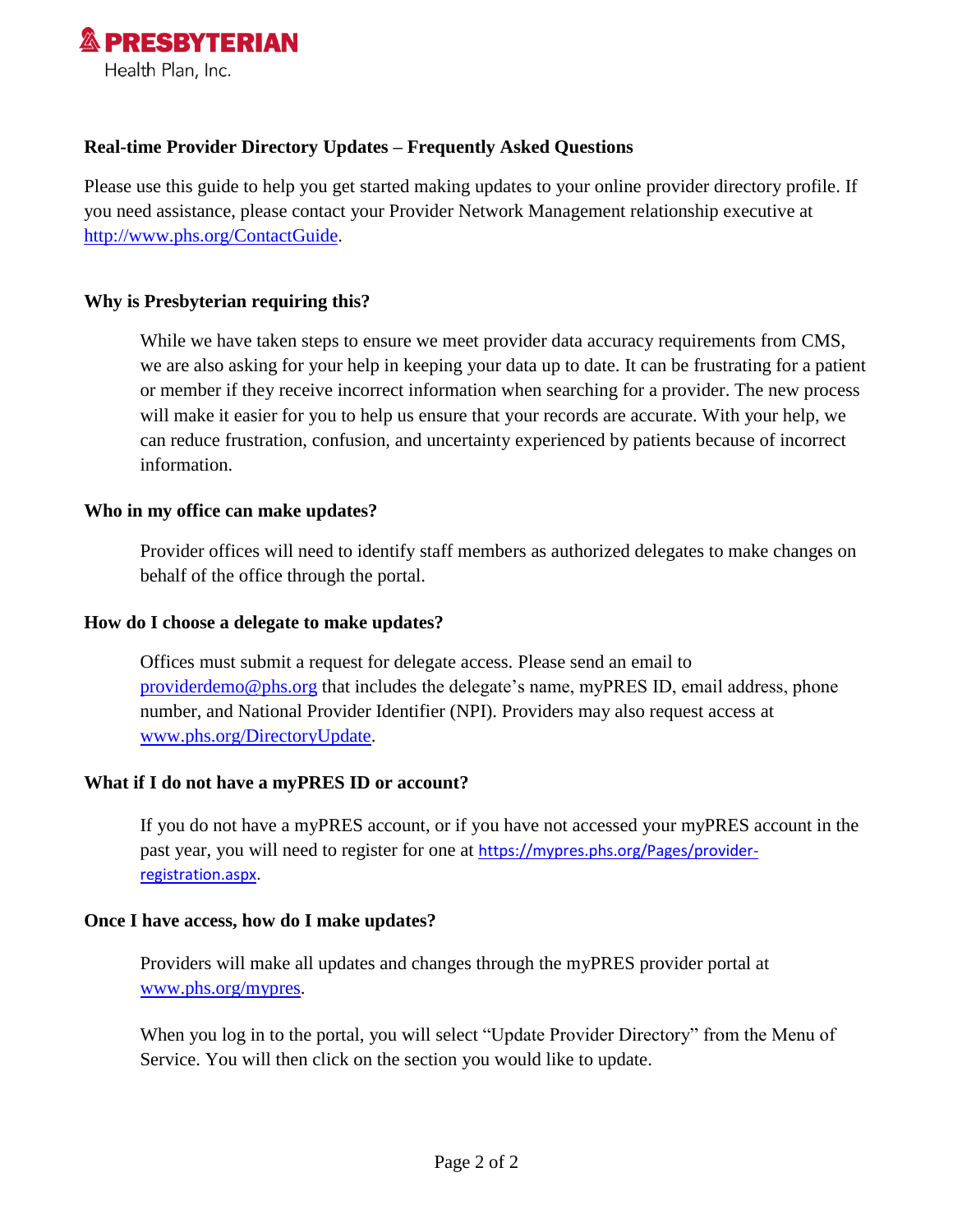**PRESBYTERIAN**
Health Plan, Inc.

## Real-time Provider Directory Updates – Frequently Asked Questions

Please use this guide to help you get started making updates to your online provider directory profile. If you need assistance, please contact your Provider Network Management relationship executive at http://www.phs.org/ContactGuide.

### Why is Presbyterian requiring this?

While we have taken steps to ensure we meet provider data accuracy requirements from CMS, we are also asking for your help in keeping your data up to date. It can be frustrating for a patient or member if they receive incorrect information when searching for a provider. The new process will make it easier for you to help us ensure that your records are accurate. With your help, we can reduce frustration, confusion, and uncertainty experienced by patients because of incorrect information.

### Who in my office can make updates?

Provider offices will need to identify staff members as authorized delegates to make changes on behalf of the office through the portal.

### How do I choose a delegate to make updates?

Offices must submit a request for delegate access. Please send an email to providerdemo@phs.org that includes the delegate's name, myPRES ID, email address, phone number, and National Provider Identifier (NPI). Providers may also request access at www.phs.org/DirectoryUpdate.

### What if I do not have a myPRES ID or account?

If you do not have a myPRES account, or if you have not accessed your myPRES account in the past year, you will need to register for one at https://mypres.phs.org/Pages/provider-registration.aspx.

### Once I have access, how do I make updates?

Providers will make all updates and changes through the myPRES provider portal at www.phs.org/mypres.

When you log in to the portal, you will select "Update Provider Directory" from the Menu of Service. You will then click on the section you would like to update.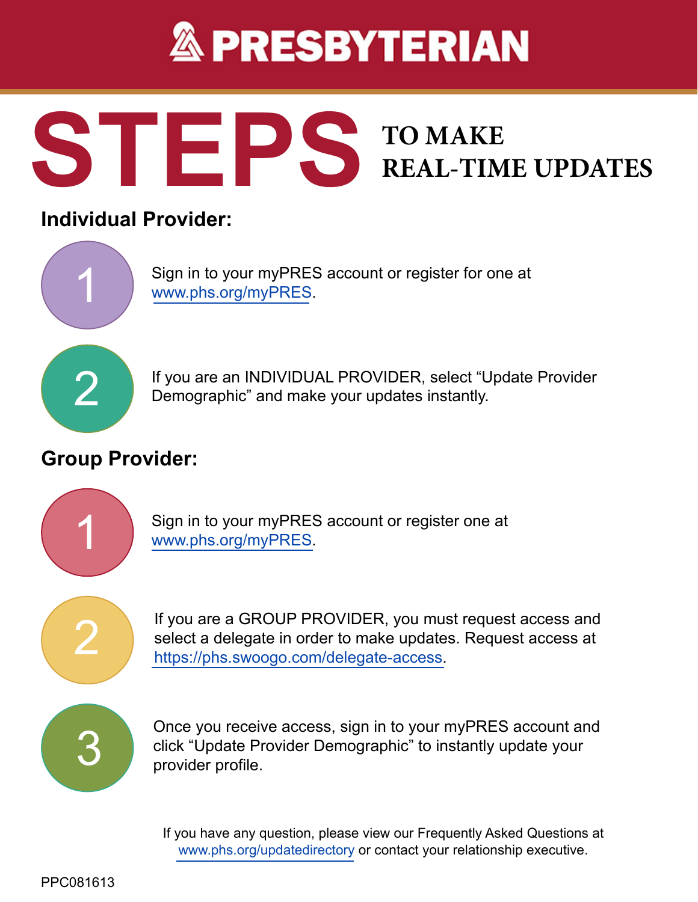# PRESBYTERIAN

# STEPS TO MAKE REAL-TIME UPDATES

## Individual Provider:

1. Sign in to your myPRES account or register for one at www.phs.org/myPRES.

2. If you are an INDIVIDUAL PROVIDER, select “Update Provider Demographic” and make your updates instantly.

## Group Provider:

1. Sign in to your myPRES account or register one at www.phs.org/myPRES.

2. If you are a GROUP PROVIDER, you must request access and select a delegate in order to make updates. Request access at https://phs.swoogo.com/delegate-access.

3. Once you receive access, sign in to your myPRES account and click “Update Provider Demographic” to instantly update your provider profile.

If you have any question, please view our Frequently Asked Questions at www.phs.org/updatedirectory or contact your relationship executive.

PPC081613